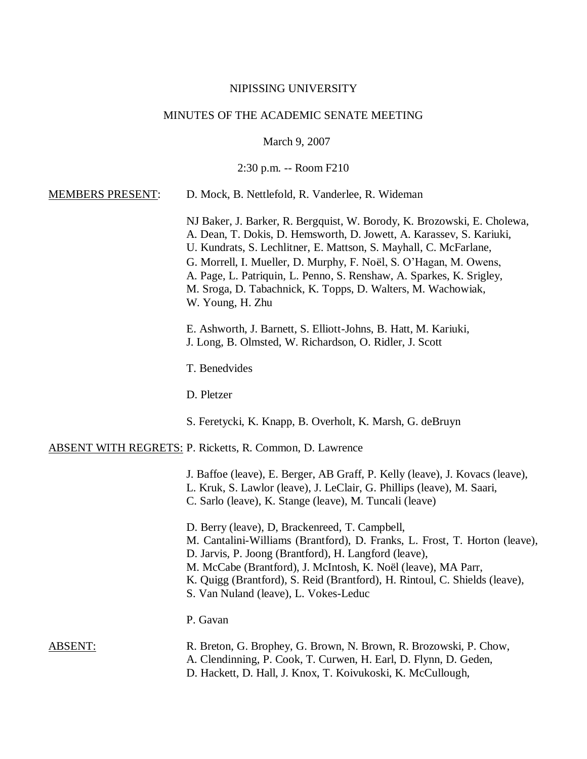NIPISSING UNIVERSITY

MINUTES OF THE ACADEMIC SENATE MEETING

March 9, 2007

2:30 p.m. -- Room F210

MEMBERS PRESENT: D. Mock, B. Nettlefold, R. Vanderlee, R. Wideman

NJ Baker, J. Barker, R. Bergquist, W. Borody, K. Brozowski, E. Cholewa, A. Dean, T. Dokis, D. Hemsworth, D. Jowett, A. Karassev, S. Kariuki, U. Kundrats, S. Lechlitner, E. Mattson, S. Mayhall, C. McFarlane, G. Morrell, I. Mueller, D. Murphy, F. Noël, S. O'Hagan, M. Owens, A. Page, L. Patriquin, L. Penno, S. Renshaw, A. Sparkes, K. Srigley, M. Sroga, D. Tabachnick, K. Topps, D. Walters, M. Wachowiak, W. Young, H. Zhu

E. Ashworth, J. Barnett, S. Elliott-Johns, B. Hatt, M. Kariuki, J. Long, B. Olmsted, W. Richardson, O. Ridler, J. Scott

T. Benedvides

D. Pletzer

S. Feretycki, K. Knapp, B. Overholt, K. Marsh, G. deBruyn

ABSENT WITH REGRETS: P. Ricketts, R. Common, D. Lawrence

J. Baffoe (leave), E. Berger, AB Graff, P. Kelly (leave), J. Kovacs (leave), L. Kruk, S. Lawlor (leave), J. LeClair, G. Phillips (leave), M. Saari, C. Sarlo (leave), K. Stange (leave), M. Tuncali (leave)

D. Berry (leave), D, Brackenreed, T. Campbell, M. Cantalini-Williams (Brantford), D. Franks, L. Frost, T. Horton (leave), D. Jarvis, P. Joong (Brantford), H. Langford (leave), M. McCabe (Brantford), J. McIntosh, K. Noël (leave), MA Parr, K. Quigg (Brantford), S. Reid (Brantford), H. Rintoul, C. Shields (leave), S. Van Nuland (leave), L. Vokes-Leduc

P. Gavan

ABSENT: R. Breton, G. Brophey, G. Brown, N. Brown, R. Brozowski, P. Chow, A. Clendinning, P. Cook, T. Curwen, H. Earl, D. Flynn, D. Geden, D. Hackett, D. Hall, J. Knox, T. Koivukoski, K. McCullough,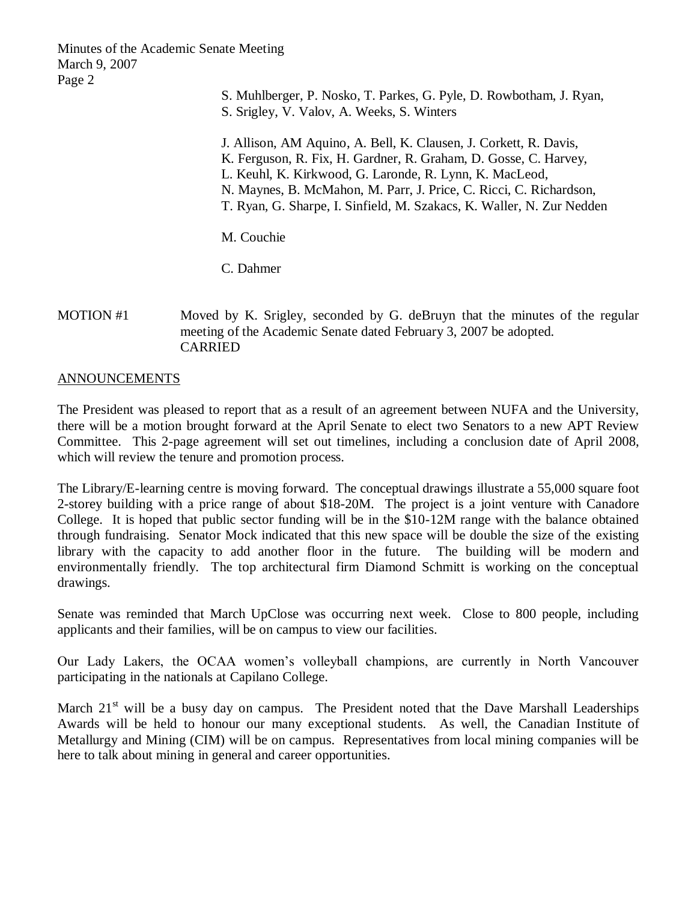S. Muhlberger, P. Nosko, T. Parkes, G. Pyle, D. Rowbotham, J. Ryan, S. Srigley, V. Valov, A. Weeks, S. Winters

J. Allison, AM Aquino, A. Bell, K. Clausen, J. Corkett, R. Davis, K. Ferguson, R. Fix, H. Gardner, R. Graham, D. Gosse, C. Harvey, L. Keuhl, K. Kirkwood, G. Laronde, R. Lynn, K. MacLeod, N. Maynes, B. McMahon, M. Parr, J. Price, C. Ricci, C. Richardson, T. Ryan, G. Sharpe, I. Sinfield, M. Szakacs, K. Waller, N. Zur Nedden

M. Couchie

C. Dahmer

MOTION #1 Moved by K. Srigley, seconded by G. deBruyn that the minutes of the regular meeting of the Academic Senate dated February 3, 2007 be adopted.
CARRIED

## ANNOUNCEMENTS

The President was pleased to report that as a result of an agreement between NUFA and the University, there will be a motion brought forward at the April Senate to elect two Senators to a new APT Review Committee. This 2-page agreement will set out timelines, including a conclusion date of April 2008, which will review the tenure and promotion process.

The Library/E-learning centre is moving forward. The conceptual drawings illustrate a 55,000 square foot 2-storey building with a price range of about $18-20M. The project is a joint venture with Canadore College. It is hoped that public sector funding will be in the $10-12M range with the balance obtained through fundraising. Senator Mock indicated that this new space will be double the size of the existing library with the capacity to add another floor in the future. The building will be modern and environmentally friendly. The top architectural firm Diamond Schmitt is working on the conceptual drawings.

Senate was reminded that March UpClose was occurring next week. Close to 800 people, including applicants and their families, will be on campus to view our facilities.

Our Lady Lakers, the OCAA women's volleyball champions, are currently in North Vancouver participating in the nationals at Capilano College.

March 21st will be a busy day on campus. The President noted that the Dave Marshall Leaderships Awards will be held to honour our many exceptional students. As well, the Canadian Institute of Metallurgy and Mining (CIM) will be on campus. Representatives from local mining companies will be here to talk about mining in general and career opportunities.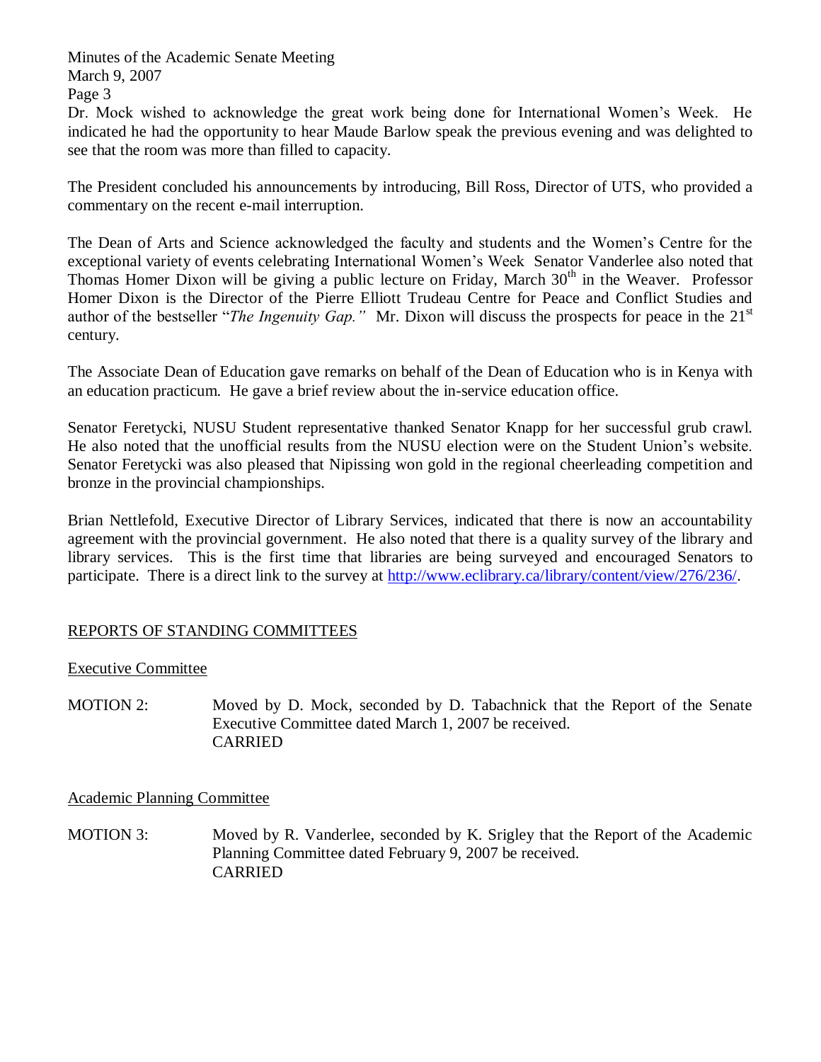Dr. Mock wished to acknowledge the great work being done for International Women's Week. He indicated he had the opportunity to hear Maude Barlow speak the previous evening and was delighted to see that the room was more than filled to capacity.

The President concluded his announcements by introducing, Bill Ross, Director of UTS, who provided a commentary on the recent e-mail interruption.

The Dean of Arts and Science acknowledged the faculty and students and the Women's Centre for the exceptional variety of events celebrating International Women's Week Senator Vanderlee also noted that Thomas Homer Dixon will be giving a public lecture on Friday, March 30th in the Weaver. Professor Homer Dixon is the Director of the Pierre Elliott Trudeau Centre for Peace and Conflict Studies and author of the bestseller "*The Ingenuity Gap.*" Mr. Dixon will discuss the prospects for peace in the 21st century.

The Associate Dean of Education gave remarks on behalf of the Dean of Education who is in Kenya with an education practicum. He gave a brief review about the in-service education office.

Senator Feretycki, NUSU Student representative thanked Senator Knapp for her successful grub crawl. He also noted that the unofficial results from the NUSU election were on the Student Union's website. Senator Feretycki was also pleased that Nipissing won gold in the regional cheerleading competition and bronze in the provincial championships.

Brian Nettlefold, Executive Director of Library Services, indicated that there is now an accountability agreement with the provincial government. He also noted that there is a quality survey of the library and library services. This is the first time that libraries are being surveyed and encouraged Senators to participate. There is a direct link to the survey at http://www.eclibrary.ca/library/content/view/276/236/.

## REPORTS OF STANDING COMMITTEES

### Executive Committee

MOTION 2: Moved by D. Mock, seconded by D. Tabachnick that the Report of the Senate Executive Committee dated March 1, 2007 be received.
CARRIED

### Academic Planning Committee

MOTION 3: Moved by R. Vanderlee, seconded by K. Srigley that the Report of the Academic Planning Committee dated February 9, 2007 be received.
CARRIED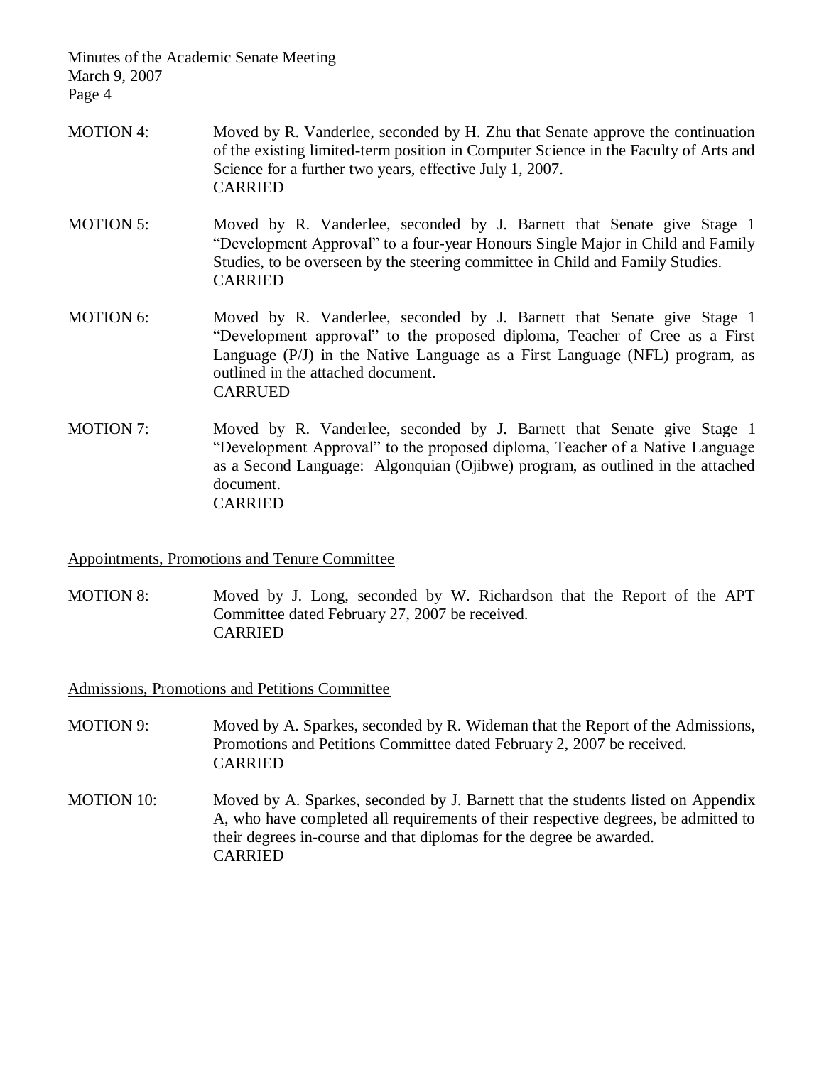MOTION 4: Moved by R. Vanderlee, seconded by H. Zhu that Senate approve the continuation of the existing limited-term position in Computer Science in the Faculty of Arts and Science for a further two years, effective July 1, 2007.
CARRIED

MOTION 5: Moved by R. Vanderlee, seconded by J. Barnett that Senate give Stage 1 "Development Approval" to a four-year Honours Single Major in Child and Family Studies, to be overseen by the steering committee in Child and Family Studies.
CARRIED

MOTION 6: Moved by R. Vanderlee, seconded by J. Barnett that Senate give Stage 1 "Development approval" to the proposed diploma, Teacher of Cree as a First Language (P/J) in the Native Language as a First Language (NFL) program, as outlined in the attached document.
CARRUED

MOTION 7: Moved by R. Vanderlee, seconded by J. Barnett that Senate give Stage 1 "Development Approval" to the proposed diploma, Teacher of a Native Language as a Second Language: Algonquian (Ojibwe) program, as outlined in the attached document.
CARRIED

<u>Appointments, Promotions and Tenure Committee</u>

MOTION 8: Moved by J. Long, seconded by W. Richardson that the Report of the APT Committee dated February 27, 2007 be received.
CARRIED

<u>Admissions, Promotions and Petitions Committee</u>

MOTION 9: Moved by A. Sparkes, seconded by R. Wideman that the Report of the Admissions, Promotions and Petitions Committee dated February 2, 2007 be received.
CARRIED

MOTION 10: Moved by A. Sparkes, seconded by J. Barnett that the students listed on Appendix A, who have completed all requirements of their respective degrees, be admitted to their degrees in-course and that diplomas for the degree be awarded.
CARRIED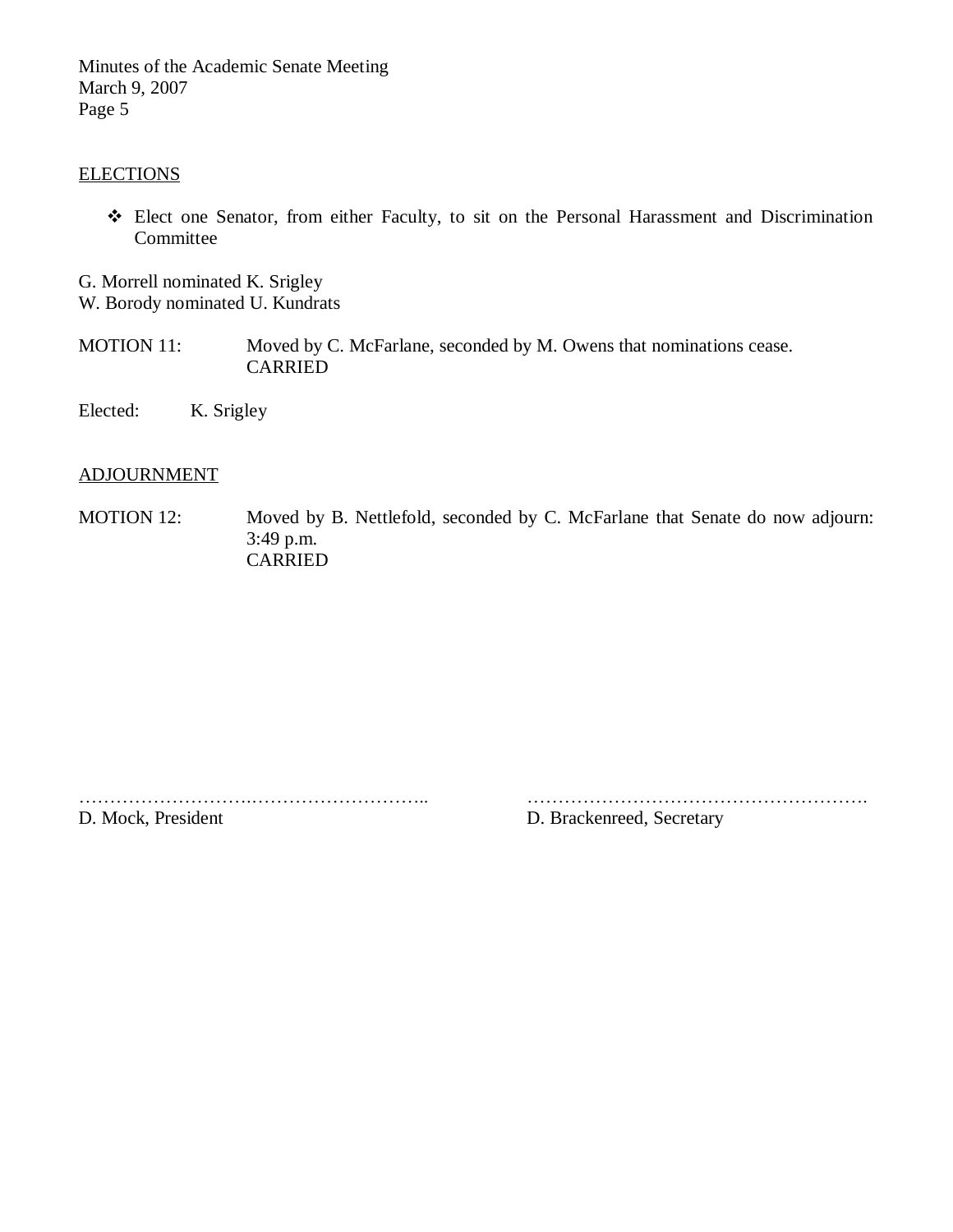## ELECTIONS

- Elect one Senator, from either Faculty, to sit on the Personal Harassment and Discrimination Committee

G. Morrell nominated K. Srigley
W. Borody nominated U. Kundrats

MOTION 11: Moved by C. McFarlane, seconded by M. Owens that nominations cease.
CARRIED

Elected: K. Srigley

## ADJOURNMENT

MOTION 12: Moved by B. Nettlefold, seconded by C. McFarlane that Senate do now adjourn: 3:49 p.m.
CARRIED

……………………….……………………….. ……………………………………………….

D. Mock, President D. Brackenreed, Secretary